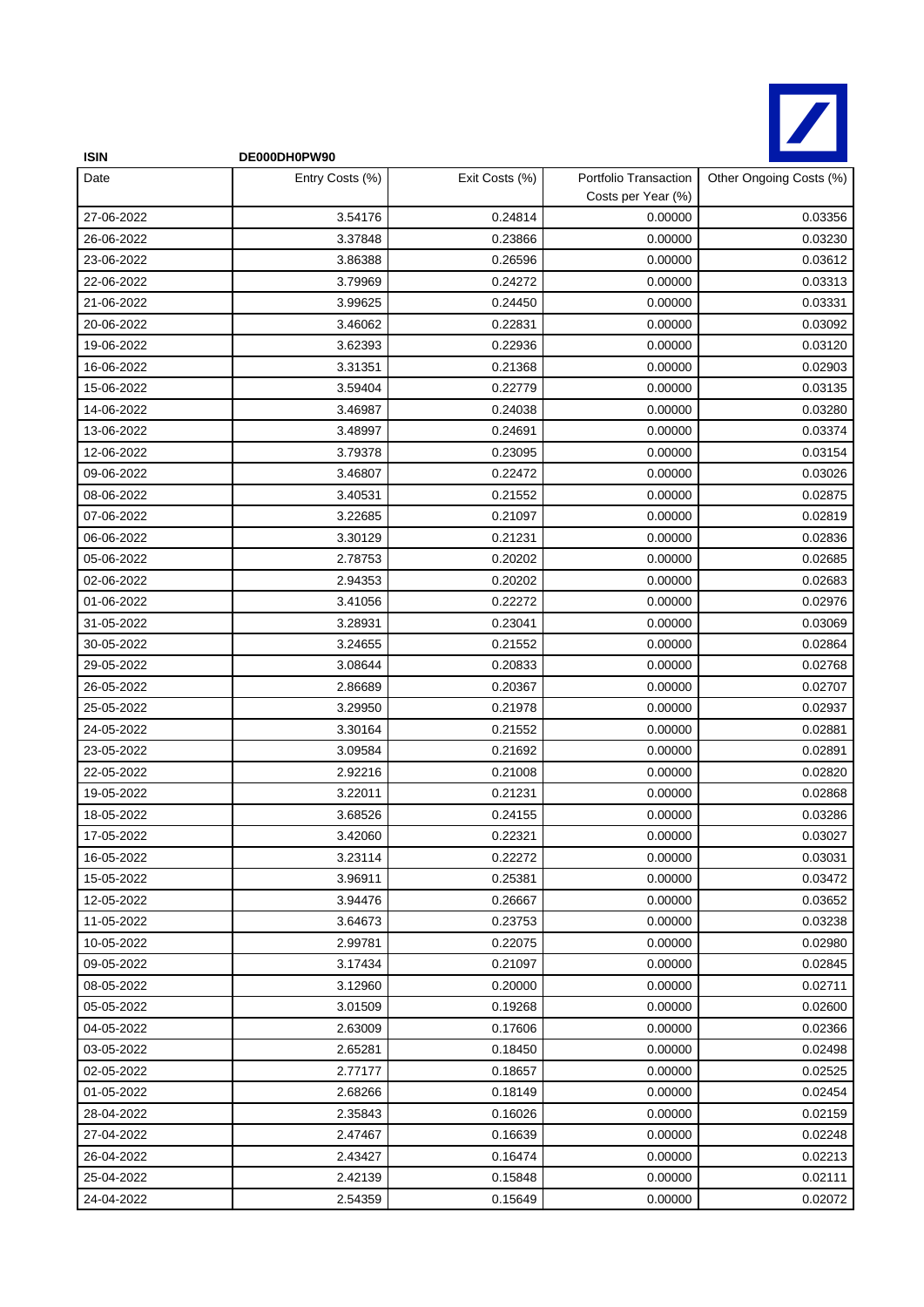| ISIN | DE000DH0PW90 | | | |
|---|---|---|---|---|
| Date | Entry Costs (%) | Exit Costs (%) | Portfolio Transaction Costs per Year (%) | Other Ongoing Costs (%) |
| 27-06-2022 | 3.54176 | 0.24814 | 0.00000 | 0.03356 |
| 26-06-2022 | 3.37848 | 0.23866 | 0.00000 | 0.03230 |
| 23-06-2022 | 3.86388 | 0.26596 | 0.00000 | 0.03612 |
| 22-06-2022 | 3.79969 | 0.24272 | 0.00000 | 0.03313 |
| 21-06-2022 | 3.99625 | 0.24450 | 0.00000 | 0.03331 |
| 20-06-2022 | 3.46062 | 0.22831 | 0.00000 | 0.03092 |
| 19-06-2022 | 3.62393 | 0.22936 | 0.00000 | 0.03120 |
| 16-06-2022 | 3.31351 | 0.21368 | 0.00000 | 0.02903 |
| 15-06-2022 | 3.59404 | 0.22779 | 0.00000 | 0.03135 |
| 14-06-2022 | 3.46987 | 0.24038 | 0.00000 | 0.03280 |
| 13-06-2022 | 3.48997 | 0.24691 | 0.00000 | 0.03374 |
| 12-06-2022 | 3.79378 | 0.23095 | 0.00000 | 0.03154 |
| 09-06-2022 | 3.46807 | 0.22472 | 0.00000 | 0.03026 |
| 08-06-2022 | 3.40531 | 0.21552 | 0.00000 | 0.02875 |
| 07-06-2022 | 3.22685 | 0.21097 | 0.00000 | 0.02819 |
| 06-06-2022 | 3.30129 | 0.21231 | 0.00000 | 0.02836 |
| 05-06-2022 | 2.78753 | 0.20202 | 0.00000 | 0.02685 |
| 02-06-2022 | 2.94353 | 0.20202 | 0.00000 | 0.02683 |
| 01-06-2022 | 3.41056 | 0.22272 | 0.00000 | 0.02976 |
| 31-05-2022 | 3.28931 | 0.23041 | 0.00000 | 0.03069 |
| 30-05-2022 | 3.24655 | 0.21552 | 0.00000 | 0.02864 |
| 29-05-2022 | 3.08644 | 0.20833 | 0.00000 | 0.02768 |
| 26-05-2022 | 2.86689 | 0.20367 | 0.00000 | 0.02707 |
| 25-05-2022 | 3.29950 | 0.21978 | 0.00000 | 0.02937 |
| 24-05-2022 | 3.30164 | 0.21552 | 0.00000 | 0.02881 |
| 23-05-2022 | 3.09584 | 0.21692 | 0.00000 | 0.02891 |
| 22-05-2022 | 2.92216 | 0.21008 | 0.00000 | 0.02820 |
| 19-05-2022 | 3.22011 | 0.21231 | 0.00000 | 0.02868 |
| 18-05-2022 | 3.68526 | 0.24155 | 0.00000 | 0.03286 |
| 17-05-2022 | 3.42060 | 0.22321 | 0.00000 | 0.03027 |
| 16-05-2022 | 3.23114 | 0.22272 | 0.00000 | 0.03031 |
| 15-05-2022 | 3.96911 | 0.25381 | 0.00000 | 0.03472 |
| 12-05-2022 | 3.94476 | 0.26667 | 0.00000 | 0.03652 |
| 11-05-2022 | 3.64673 | 0.23753 | 0.00000 | 0.03238 |
| 10-05-2022 | 2.99781 | 0.22075 | 0.00000 | 0.02980 |
| 09-05-2022 | 3.17434 | 0.21097 | 0.00000 | 0.02845 |
| 08-05-2022 | 3.12960 | 0.20000 | 0.00000 | 0.02711 |
| 05-05-2022 | 3.01509 | 0.19268 | 0.00000 | 0.02600 |
| 04-05-2022 | 2.63009 | 0.17606 | 0.00000 | 0.02366 |
| 03-05-2022 | 2.65281 | 0.18450 | 0.00000 | 0.02498 |
| 02-05-2022 | 2.77177 | 0.18657 | 0.00000 | 0.02525 |
| 01-05-2022 | 2.68266 | 0.18149 | 0.00000 | 0.02454 |
| 28-04-2022 | 2.35843 | 0.16026 | 0.00000 | 0.02159 |
| 27-04-2022 | 2.47467 | 0.16639 | 0.00000 | 0.02248 |
| 26-04-2022 | 2.43427 | 0.16474 | 0.00000 | 0.02213 |
| 25-04-2022 | 2.42139 | 0.15848 | 0.00000 | 0.02111 |
| 24-04-2022 | 2.54359 | 0.15649 | 0.00000 | 0.02072 |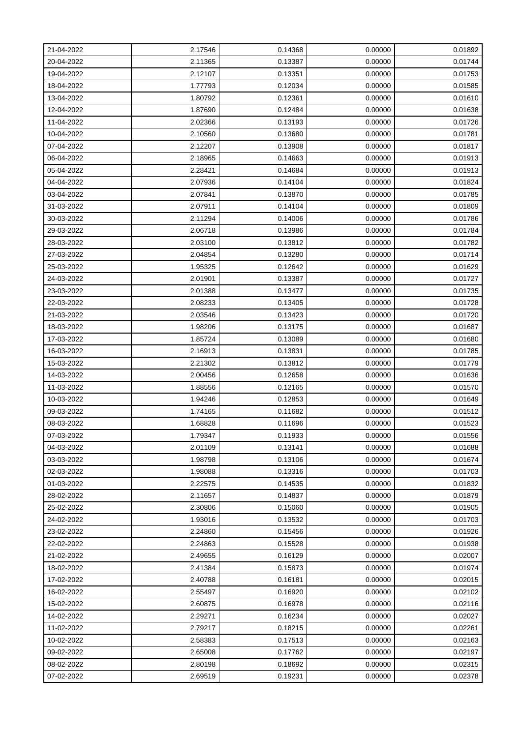| 21-04-2022 | 2.17546 | 0.14368 | 0.00000 | 0.01892 |
|---|---|---|---|---|
| 20-04-2022 | 2.11365 | 0.13387 | 0.00000 | 0.01744 |
| 19-04-2022 | 2.12107 | 0.13351 | 0.00000 | 0.01753 |
| 18-04-2022 | 1.77793 | 0.12034 | 0.00000 | 0.01585 |
| 13-04-2022 | 1.80792 | 0.12361 | 0.00000 | 0.01610 |
| 12-04-2022 | 1.87690 | 0.12484 | 0.00000 | 0.01638 |
| 11-04-2022 | 2.02366 | 0.13193 | 0.00000 | 0.01726 |
| 10-04-2022 | 2.10560 | 0.13680 | 0.00000 | 0.01781 |
| 07-04-2022 | 2.12207 | 0.13908 | 0.00000 | 0.01817 |
| 06-04-2022 | 2.18965 | 0.14663 | 0.00000 | 0.01913 |
| 05-04-2022 | 2.28421 | 0.14684 | 0.00000 | 0.01913 |
| 04-04-2022 | 2.07936 | 0.14104 | 0.00000 | 0.01824 |
| 03-04-2022 | 2.07841 | 0.13870 | 0.00000 | 0.01785 |
| 31-03-2022 | 2.07911 | 0.14104 | 0.00000 | 0.01809 |
| 30-03-2022 | 2.11294 | 0.14006 | 0.00000 | 0.01786 |
| 29-03-2022 | 2.06718 | 0.13986 | 0.00000 | 0.01784 |
| 28-03-2022 | 2.03100 | 0.13812 | 0.00000 | 0.01782 |
| 27-03-2022 | 2.04854 | 0.13280 | 0.00000 | 0.01714 |
| 25-03-2022 | 1.95325 | 0.12642 | 0.00000 | 0.01629 |
| 24-03-2022 | 2.01901 | 0.13387 | 0.00000 | 0.01727 |
| 23-03-2022 | 2.01388 | 0.13477 | 0.00000 | 0.01735 |
| 22-03-2022 | 2.08233 | 0.13405 | 0.00000 | 0.01728 |
| 21-03-2022 | 2.03546 | 0.13423 | 0.00000 | 0.01720 |
| 18-03-2022 | 1.98206 | 0.13175 | 0.00000 | 0.01687 |
| 17-03-2022 | 1.85724 | 0.13089 | 0.00000 | 0.01680 |
| 16-03-2022 | 2.16913 | 0.13831 | 0.00000 | 0.01785 |
| 15-03-2022 | 2.21302 | 0.13812 | 0.00000 | 0.01779 |
| 14-03-2022 | 2.00456 | 0.12658 | 0.00000 | 0.01636 |
| 11-03-2022 | 1.88556 | 0.12165 | 0.00000 | 0.01570 |
| 10-03-2022 | 1.94246 | 0.12853 | 0.00000 | 0.01649 |
| 09-03-2022 | 1.74165 | 0.11682 | 0.00000 | 0.01512 |
| 08-03-2022 | 1.68828 | 0.11696 | 0.00000 | 0.01523 |
| 07-03-2022 | 1.79347 | 0.11933 | 0.00000 | 0.01556 |
| 04-03-2022 | 2.01109 | 0.13141 | 0.00000 | 0.01688 |
| 03-03-2022 | 1.98798 | 0.13106 | 0.00000 | 0.01674 |
| 02-03-2022 | 1.98088 | 0.13316 | 0.00000 | 0.01703 |
| 01-03-2022 | 2.22575 | 0.14535 | 0.00000 | 0.01832 |
| 28-02-2022 | 2.11657 | 0.14837 | 0.00000 | 0.01879 |
| 25-02-2022 | 2.30806 | 0.15060 | 0.00000 | 0.01905 |
| 24-02-2022 | 1.93016 | 0.13532 | 0.00000 | 0.01703 |
| 23-02-2022 | 2.24860 | 0.15456 | 0.00000 | 0.01926 |
| 22-02-2022 | 2.24863 | 0.15528 | 0.00000 | 0.01938 |
| 21-02-2022 | 2.49655 | 0.16129 | 0.00000 | 0.02007 |
| 18-02-2022 | 2.41384 | 0.15873 | 0.00000 | 0.01974 |
| 17-02-2022 | 2.40788 | 0.16181 | 0.00000 | 0.02015 |
| 16-02-2022 | 2.55497 | 0.16920 | 0.00000 | 0.02102 |
| 15-02-2022 | 2.60875 | 0.16978 | 0.00000 | 0.02116 |
| 14-02-2022 | 2.29271 | 0.16234 | 0.00000 | 0.02027 |
| 11-02-2022 | 2.79217 | 0.18215 | 0.00000 | 0.02261 |
| 10-02-2022 | 2.58383 | 0.17513 | 0.00000 | 0.02163 |
| 09-02-2022 | 2.65008 | 0.17762 | 0.00000 | 0.02197 |
| 08-02-2022 | 2.80198 | 0.18692 | 0.00000 | 0.02315 |
| 07-02-2022 | 2.69519 | 0.19231 | 0.00000 | 0.02378 |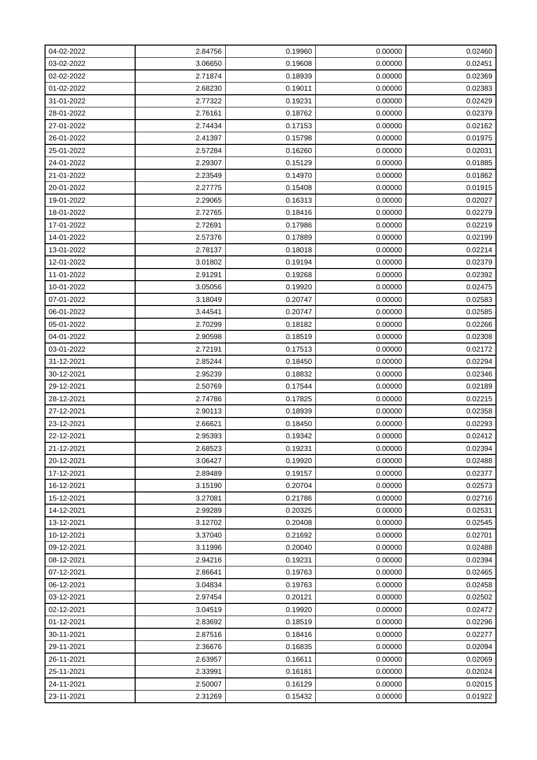| 04-02-2022 | 2.84756 | 0.19960 | 0.00000 | 0.02460 |
|---|---|---|---|---|
| 03-02-2022 | 3.06650 | 0.19608 | 0.00000 | 0.02451 |
| 02-02-2022 | 2.71874 | 0.18939 | 0.00000 | 0.02369 |
| 01-02-2022 | 2.68230 | 0.19011 | 0.00000 | 0.02383 |
| 31-01-2022 | 2.77322 | 0.19231 | 0.00000 | 0.02429 |
| 28-01-2022 | 2.76161 | 0.18762 | 0.00000 | 0.02379 |
| 27-01-2022 | 2.74434 | 0.17153 | 0.00000 | 0.02162 |
| 26-01-2022 | 2.41397 | 0.15798 | 0.00000 | 0.01975 |
| 25-01-2022 | 2.57284 | 0.16260 | 0.00000 | 0.02031 |
| 24-01-2022 | 2.29307 | 0.15129 | 0.00000 | 0.01885 |
| 21-01-2022 | 2.23549 | 0.14970 | 0.00000 | 0.01862 |
| 20-01-2022 | 2.27775 | 0.15408 | 0.00000 | 0.01915 |
| 19-01-2022 | 2.29065 | 0.16313 | 0.00000 | 0.02027 |
| 18-01-2022 | 2.72765 | 0.18416 | 0.00000 | 0.02279 |
| 17-01-2022 | 2.72691 | 0.17986 | 0.00000 | 0.02219 |
| 14-01-2022 | 2.57376 | 0.17889 | 0.00000 | 0.02199 |
| 13-01-2022 | 2.78137 | 0.18018 | 0.00000 | 0.02214 |
| 12-01-2022 | 3.01802 | 0.19194 | 0.00000 | 0.02379 |
| 11-01-2022 | 2.91291 | 0.19268 | 0.00000 | 0.02392 |
| 10-01-2022 | 3.05056 | 0.19920 | 0.00000 | 0.02475 |
| 07-01-2022 | 3.18049 | 0.20747 | 0.00000 | 0.02583 |
| 06-01-2022 | 3.44541 | 0.20747 | 0.00000 | 0.02585 |
| 05-01-2022 | 2.70299 | 0.18182 | 0.00000 | 0.02266 |
| 04-01-2022 | 2.90598 | 0.18519 | 0.00000 | 0.02308 |
| 03-01-2022 | 2.72191 | 0.17513 | 0.00000 | 0.02172 |
| 31-12-2021 | 2.85244 | 0.18450 | 0.00000 | 0.02294 |
| 30-12-2021 | 2.95239 | 0.18832 | 0.00000 | 0.02346 |
| 29-12-2021 | 2.50769 | 0.17544 | 0.00000 | 0.02189 |
| 28-12-2021 | 2.74786 | 0.17825 | 0.00000 | 0.02215 |
| 27-12-2021 | 2.90113 | 0.18939 | 0.00000 | 0.02358 |
| 23-12-2021 | 2.66621 | 0.18450 | 0.00000 | 0.02293 |
| 22-12-2021 | 2.95393 | 0.19342 | 0.00000 | 0.02412 |
| 21-12-2021 | 2.68523 | 0.19231 | 0.00000 | 0.02394 |
| 20-12-2021 | 3.06427 | 0.19920 | 0.00000 | 0.02488 |
| 17-12-2021 | 2.89489 | 0.19157 | 0.00000 | 0.02377 |
| 16-12-2021 | 3.15190 | 0.20704 | 0.00000 | 0.02573 |
| 15-12-2021 | 3.27081 | 0.21786 | 0.00000 | 0.02716 |
| 14-12-2021 | 2.99289 | 0.20325 | 0.00000 | 0.02531 |
| 13-12-2021 | 3.12702 | 0.20408 | 0.00000 | 0.02545 |
| 10-12-2021 | 3.37040 | 0.21692 | 0.00000 | 0.02701 |
| 09-12-2021 | 3.11996 | 0.20040 | 0.00000 | 0.02488 |
| 08-12-2021 | 2.94216 | 0.19231 | 0.00000 | 0.02394 |
| 07-12-2021 | 2.86641 | 0.19763 | 0.00000 | 0.02465 |
| 06-12-2021 | 3.04834 | 0.19763 | 0.00000 | 0.02458 |
| 03-12-2021 | 2.97454 | 0.20121 | 0.00000 | 0.02502 |
| 02-12-2021 | 3.04519 | 0.19920 | 0.00000 | 0.02472 |
| 01-12-2021 | 2.83692 | 0.18519 | 0.00000 | 0.02296 |
| 30-11-2021 | 2.87516 | 0.18416 | 0.00000 | 0.02277 |
| 29-11-2021 | 2.36676 | 0.16835 | 0.00000 | 0.02094 |
| 26-11-2021 | 2.63957 | 0.16611 | 0.00000 | 0.02069 |
| 25-11-2021 | 2.33991 | 0.16181 | 0.00000 | 0.02024 |
| 24-11-2021 | 2.50007 | 0.16129 | 0.00000 | 0.02015 |
| 23-11-2021 | 2.31269 | 0.15432 | 0.00000 | 0.01922 |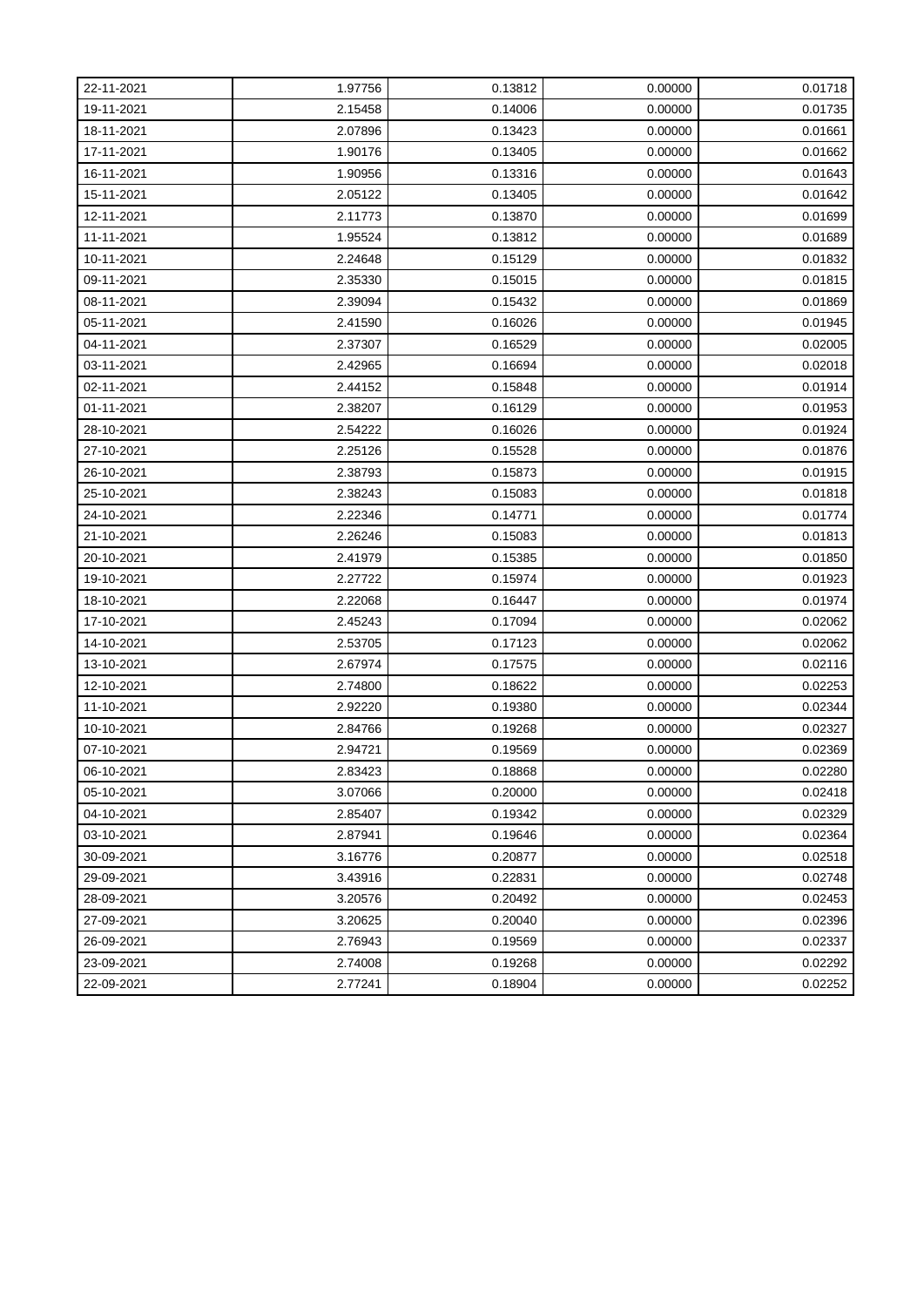| | | | | |
|---|---|---|---|---|
| 22-11-2021 | 1.97756 | 0.13812 | 0.00000 | 0.01718 |
| 19-11-2021 | 2.15458 | 0.14006 | 0.00000 | 0.01735 |
| 18-11-2021 | 2.07896 | 0.13423 | 0.00000 | 0.01661 |
| 17-11-2021 | 1.90176 | 0.13405 | 0.00000 | 0.01662 |
| 16-11-2021 | 1.90956 | 0.13316 | 0.00000 | 0.01643 |
| 15-11-2021 | 2.05122 | 0.13405 | 0.00000 | 0.01642 |
| 12-11-2021 | 2.11773 | 0.13870 | 0.00000 | 0.01699 |
| 11-11-2021 | 1.95524 | 0.13812 | 0.00000 | 0.01689 |
| 10-11-2021 | 2.24648 | 0.15129 | 0.00000 | 0.01832 |
| 09-11-2021 | 2.35330 | 0.15015 | 0.00000 | 0.01815 |
| 08-11-2021 | 2.39094 | 0.15432 | 0.00000 | 0.01869 |
| 05-11-2021 | 2.41590 | 0.16026 | 0.00000 | 0.01945 |
| 04-11-2021 | 2.37307 | 0.16529 | 0.00000 | 0.02005 |
| 03-11-2021 | 2.42965 | 0.16694 | 0.00000 | 0.02018 |
| 02-11-2021 | 2.44152 | 0.15848 | 0.00000 | 0.01914 |
| 01-11-2021 | 2.38207 | 0.16129 | 0.00000 | 0.01953 |
| 28-10-2021 | 2.54222 | 0.16026 | 0.00000 | 0.01924 |
| 27-10-2021 | 2.25126 | 0.15528 | 0.00000 | 0.01876 |
| 26-10-2021 | 2.38793 | 0.15873 | 0.00000 | 0.01915 |
| 25-10-2021 | 2.38243 | 0.15083 | 0.00000 | 0.01818 |
| 24-10-2021 | 2.22346 | 0.14771 | 0.00000 | 0.01774 |
| 21-10-2021 | 2.26246 | 0.15083 | 0.00000 | 0.01813 |
| 20-10-2021 | 2.41979 | 0.15385 | 0.00000 | 0.01850 |
| 19-10-2021 | 2.27722 | 0.15974 | 0.00000 | 0.01923 |
| 18-10-2021 | 2.22068 | 0.16447 | 0.00000 | 0.01974 |
| 17-10-2021 | 2.45243 | 0.17094 | 0.00000 | 0.02062 |
| 14-10-2021 | 2.53705 | 0.17123 | 0.00000 | 0.02062 |
| 13-10-2021 | 2.67974 | 0.17575 | 0.00000 | 0.02116 |
| 12-10-2021 | 2.74800 | 0.18622 | 0.00000 | 0.02253 |
| 11-10-2021 | 2.92220 | 0.19380 | 0.00000 | 0.02344 |
| 10-10-2021 | 2.84766 | 0.19268 | 0.00000 | 0.02327 |
| 07-10-2021 | 2.94721 | 0.19569 | 0.00000 | 0.02369 |
| 06-10-2021 | 2.83423 | 0.18868 | 0.00000 | 0.02280 |
| 05-10-2021 | 3.07066 | 0.20000 | 0.00000 | 0.02418 |
| 04-10-2021 | 2.85407 | 0.19342 | 0.00000 | 0.02329 |
| 03-10-2021 | 2.87941 | 0.19646 | 0.00000 | 0.02364 |
| 30-09-2021 | 3.16776 | 0.20877 | 0.00000 | 0.02518 |
| 29-09-2021 | 3.43916 | 0.22831 | 0.00000 | 0.02748 |
| 28-09-2021 | 3.20576 | 0.20492 | 0.00000 | 0.02453 |
| 27-09-2021 | 3.20625 | 0.20040 | 0.00000 | 0.02396 |
| 26-09-2021 | 2.76943 | 0.19569 | 0.00000 | 0.02337 |
| 23-09-2021 | 2.74008 | 0.19268 | 0.00000 | 0.02292 |
| 22-09-2021 | 2.77241 | 0.18904 | 0.00000 | 0.02252 |